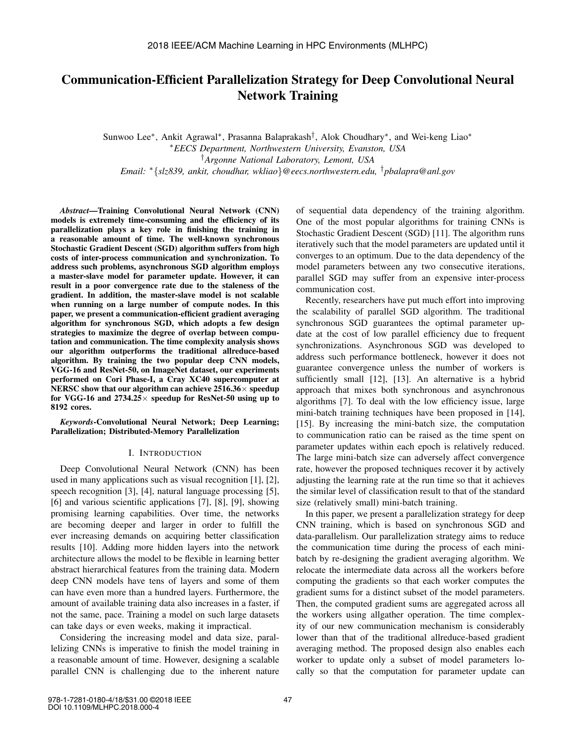# Communication-Efficient Parallelization Strategy for Deep Convolutional Neural Network Training

Sunwoo Lee*, Ankit Agrawal*, Prasanna Balaprakash†, Alok Choudhary*, and Wei-keng Liao*

*EECS Department, Northwestern University, Evanston, USA

†Argonne National Laboratory, Lemont, USA

Email: *{slz839, ankit, choudhar, wkliao}@eecs.northwestern.edu, †pbalapra@anl.gov

***Abstract*—Training Convolutional Neural Network (CNN) models is extremely time-consuming and the efficiency of its parallelization plays a key role in finishing the training in a reasonable amount of time. The well-known synchronous Stochastic Gradient Descent (SGD) algorithm suffers from high costs of inter-process communication and synchronization. To address such problems, asynchronous SGD algorithm employs a master-slave model for parameter update. However, it can result in a poor convergence rate due to the staleness of the gradient. In addition, the master-slave model is not scalable when running on a large number of compute nodes. In this paper, we present a communication-efficient gradient averaging algorithm for synchronous SGD, which adopts a few design strategies to maximize the degree of overlap between computation and communication. The time complexity analysis shows our algorithm outperforms the traditional allreduce-based algorithm. By training the two popular deep CNN models, VGG-16 and ResNet-50, on ImageNet dataset, our experiments performed on Cori Phase-I, a Cray XC40 supercomputer at NERSC show that our algorithm can achieve 2516.36× speedup for VGG-16 and 2734.25× speedup for ResNet-50 using up to 8192 cores.**

***Keywords*-Convolutional Neural Network; Deep Learning; Parallelization; Distributed-Memory Parallelization**

## I. Introduction

Deep Convolutional Neural Network (CNN) has been used in many applications such as visual recognition [1], [2], speech recognition [3], [4], natural language processing [5], [6] and various scientific applications [7], [8], [9], showing promising learning capabilities. Over time, the networks are becoming deeper and larger in order to fulfill the ever increasing demands on acquiring better classification results [10]. Adding more hidden layers into the network architecture allows the model to be flexible in learning better abstract hierarchical features from the training data. Modern deep CNN models have tens of layers and some of them can have even more than a hundred layers. Furthermore, the amount of available training data also increases in a faster, if not the same, pace. Training a model on such large datasets can take days or even weeks, making it impractical.

Considering the increasing model and data size, parallelizing CNNs is imperative to finish the model training in a reasonable amount of time. However, designing a scalable parallel CNN is challenging due to the inherent nature of sequential data dependency of the training algorithm. One of the most popular algorithms for training CNNs is Stochastic Gradient Descent (SGD) [11]. The algorithm runs iteratively such that the model parameters are updated until it converges to an optimum. Due to the data dependency of the model parameters between any two consecutive iterations, parallel SGD may suffer from an expensive inter-process communication cost.

Recently, researchers have put much effort into improving the scalability of parallel SGD algorithm. The traditional synchronous SGD guarantees the optimal parameter update at the cost of low parallel efficiency due to frequent synchronizations. Asynchronous SGD was developed to address such performance bottleneck, however it does not guarantee convergence unless the number of workers is sufficiently small [12], [13]. An alternative is a hybrid approach that mixes both synchronous and asynchronous algorithms [7]. To deal with the low efficiency issue, large mini-batch training techniques have been proposed in [14], [15]. By increasing the mini-batch size, the computation to communication ratio can be raised as the time spent on parameter updates within each epoch is relatively reduced. The large mini-batch size can adversely affect convergence rate, however the proposed techniques recover it by actively adjusting the learning rate at the run time so that it achieves the similar level of classification result to that of the standard size (relatively small) mini-batch training.

In this paper, we present a parallelization strategy for deep CNN training, which is based on synchronous SGD and data-parallelism. Our parallelization strategy aims to reduce the communication time during the process of each mini-batch by re-designing the gradient averaging algorithm. We relocate the intermediate data across all the workers before computing the gradients so that each worker computes the gradient sums for a distinct subset of the model parameters. Then, the computed gradient sums are aggregated across all the workers using allgather operation. The time complexity of our new communication mechanism is considerably lower than that of the traditional allreduce-based gradient averaging method. The proposed design also enables each worker to update only a subset of model parameters locally so that the computation for parameter update can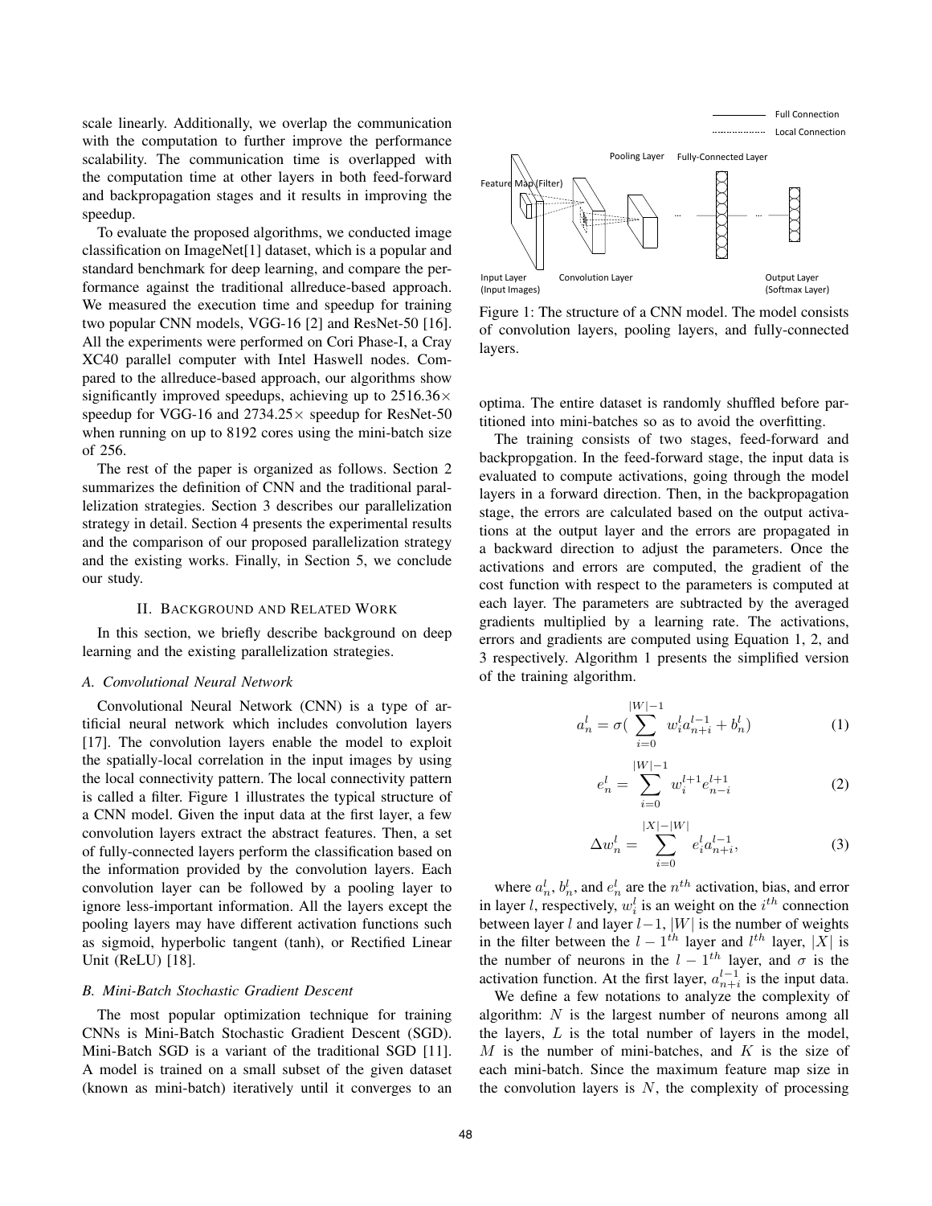scale linearly. Additionally, we overlap the communication with the computation to further improve the performance scalability. The communication time is overlapped with the computation time at other layers in both feed-forward and backpropagation stages and it results in improving the speedup.

To evaluate the proposed algorithms, we conducted image classification on ImageNet[1] dataset, which is a popular and standard benchmark for deep learning, and compare the performance against the traditional allreduce-based approach. We measured the execution time and speedup for training two popular CNN models, VGG-16 [2] and ResNet-50 [16]. All the experiments were performed on Cori Phase-I, a Cray XC40 parallel computer with Intel Haswell nodes. Compared to the allreduce-based approach, our algorithms show significantly improved speedups, achieving up to 2516.36× speedup for VGG-16 and 2734.25× speedup for ResNet-50 when running on up to 8192 cores using the mini-batch size of 256.

The rest of the paper is organized as follows. Section 2 summarizes the definition of CNN and the traditional parallelization strategies. Section 3 describes our parallelization strategy in detail. Section 4 presents the experimental results and the comparison of our proposed parallelization strategy and the existing works. Finally, in Section 5, we conclude our study.

## II. Background and Related Work

In this section, we briefly describe background on deep learning and the existing parallelization strategies.

### A. Convolutional Neural Network

Convolutional Neural Network (CNN) is a type of artificial neural network which includes convolution layers [17]. The convolution layers enable the model to exploit the spatially-local correlation in the input images by using the local connectivity pattern. The local connectivity pattern is called a filter. Figure 1 illustrates the typical structure of a CNN model. Given the input data at the first layer, a few convolution layers extract the abstract features. Then, a set of fully-connected layers perform the classification based on the information provided by the convolution layers. Each convolution layer can be followed by a pooling layer to ignore less-important information. All the layers except the pooling layers may have different activation functions such as sigmoid, hyperbolic tangent (tanh), or Rectified Linear Unit (ReLU) [18].

### B. Mini-Batch Stochastic Gradient Descent

The most popular optimization technique for training CNNs is Mini-Batch Stochastic Gradient Descent (SGD). Mini-Batch SGD is a variant of the traditional SGD [11]. A model is trained on a small subset of the given dataset (known as mini-batch) iteratively until it converges to an optima. The entire dataset is randomly shuffled before partitioned into mini-batches so as to avoid the overfitting.

Figure 1: The structure of a CNN model. The model consists of convolution layers, pooling layers, and fully-connected layers.

The training consists of two stages, feed-forward and backpropgation. In the feed-forward stage, the input data is evaluated to compute activations, going through the model layers in a forward direction. Then, in the backpropagation stage, the errors are calculated based on the output activations at the output layer and the errors are propagated in a backward direction to adjust the parameters. Once the activations and errors are computed, the gradient of the cost function with respect to the parameters is computed at each layer. The parameters are subtracted by the averaged gradients multiplied by a learning rate. The activations, errors and gradients are computed using Equation 1, 2, and 3 respectively. Algorithm 1 presents the simplified version of the training algorithm.

$$a_n^l = \sigma\left(\sum_{i=0}^{|W|-1} w_i^l a_{n+i}^{l-1} + b_n^l\right) \tag{1}$$

$$e_n^l = \sum_{i=0}^{|W|-1} w_i^{l+1} e_{n-i}^{l+1} \tag{2}$$

$$\Delta w_n^l = \sum_{i=0}^{|X|-|W|} e_i^l a_{n+i}^{l-1}, \tag{3}$$

where $a_n^l$, $b_n^l$, and $e_n^l$ are the $n^{th}$ activation, bias, and error in layer $l$, respectively, $w_i^l$ is an weight on the $i^{th}$ connection between layer $l$ and layer $l-1$, $|W|$ is the number of weights in the filter between the $l-1^{th}$ layer and $l^{th}$ layer, $|X|$ is the number of neurons in the $l-1^{th}$ layer, and $\sigma$ is the activation function. At the first layer, $a_{n+i}^{l-1}$ is the input data.

We define a few notations to analyze the complexity of algorithm: $N$ is the largest number of neurons among all the layers, $L$ is the total number of layers in the model, $M$ is the number of mini-batches, and $K$ is the size of each mini-batch. Since the maximum feature map size in the convolution layers is $N$, the complexity of processing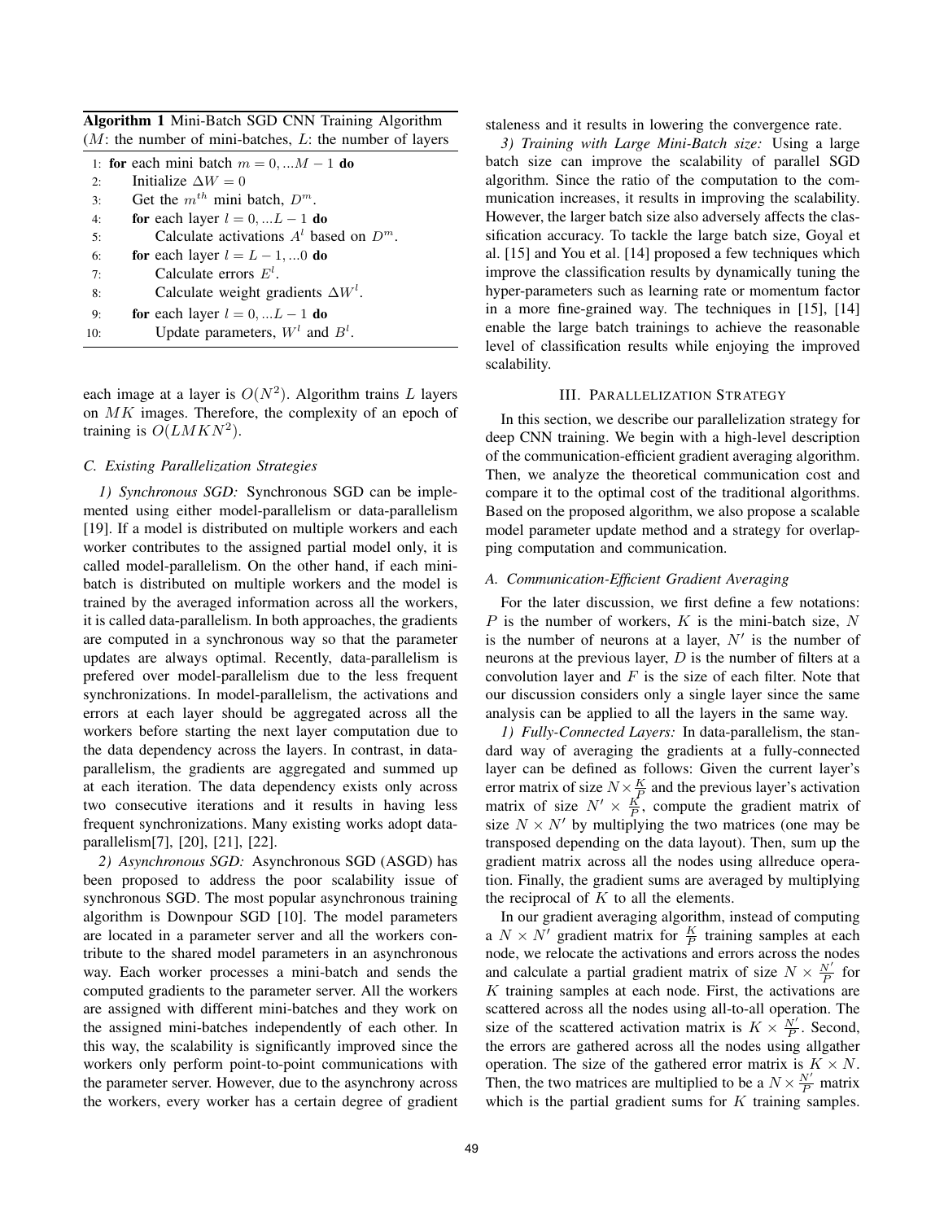**Algorithm 1** Mini-Batch SGD CNN Training Algorithm ($M$: the number of mini-batches, $L$: the number of layers

```
1: for each mini batch m = 0, ...M − 1 do
2:     Initialize ΔW = 0
3:     Get the m^th mini batch, D^m.
4:     for each layer l = 0, ...L − 1 do
5:         Calculate activations A^l based on D^m.
6:     for each layer l = L − 1, ...0 do
7:         Calculate errors E^l.
8:         Calculate weight gradients ΔW^l.
9:     for each layer l = 0, ...L − 1 do
10:        Update parameters, W^l and B^l.
```

each image at a layer is $O(N^2)$. Algorithm trains $L$ layers on $MK$ images. Therefore, the complexity of an epoch of training is $O(LMKN^2)$.

### C. Existing Parallelization Strategies

*1) Synchronous SGD:* Synchronous SGD can be implemented using either model-parallelism or data-parallelism [19]. If a model is distributed on multiple workers and each worker contributes to the assigned partial model only, it is called model-parallelism. On the other hand, if each mini-batch is distributed on multiple workers and the model is trained by the averaged information across all the workers, it is called data-parallelism. In both approaches, the gradients are computed in a synchronous way so that the parameter updates are always optimal. Recently, data-parallelism is prefered over model-parallelism due to the less frequent synchronizations. In model-parallelism, the activations and errors at each layer should be aggregated across all the workers before starting the next layer computation due to the data dependency across the layers. In contrast, in data-parallelism, the gradients are aggregated and summed up at each iteration. The data dependency exists only across two consecutive iterations and it results in having less frequent synchronizations. Many existing works adopt data-parallelism[7], [20], [21], [22].

*2) Asynchronous SGD:* Asynchronous SGD (ASGD) has been proposed to address the poor scalability issue of synchronous SGD. The most popular asynchronous training algorithm is Downpour SGD [10]. The model parameters are located in a parameter server and all the workers contribute to the shared model parameters in an asynchronous way. Each worker processes a mini-batch and sends the computed gradients to the parameter server. All the workers are assigned with different mini-batches and they work on the assigned mini-batches independently of each other. In this way, the scalability is significantly improved since the workers only perform point-to-point communications with the parameter server. However, due to the asynchrony across the workers, every worker has a certain degree of gradient staleness and it results in lowering the convergence rate.

*3) Training with Large Mini-Batch size:* Using a large batch size can improve the scalability of parallel SGD algorithm. Since the ratio of the computation to the communication increases, it results in improving the scalability. However, the larger batch size also adversely affects the classification accuracy. To tackle the large batch size, Goyal et al. [15] and You et al. [14] proposed a few techniques which improve the classification results by dynamically tuning the hyper-parameters such as learning rate or momentum factor in a more fine-grained way. The techniques in [15], [14] enable the large batch trainings to achieve the reasonable level of classification results while enjoying the improved scalability.

## III. Parallelization Strategy

In this section, we describe our parallelization strategy for deep CNN training. We begin with a high-level description of the communication-efficient gradient averaging algorithm. Then, we analyze the theoretical communication cost and compare it to the optimal cost of the traditional algorithms. Based on the proposed algorithm, we also propose a scalable model parameter update method and a strategy for overlapping computation and communication.

### A. Communication-Efficient Gradient Averaging

For the later discussion, we first define a few notations: $P$ is the number of workers, $K$ is the mini-batch size, $N$ is the number of neurons at a layer, $N'$ is the number of neurons at the previous layer, $D$ is the number of filters at a convolution layer and $F$ is the size of each filter. Note that our discussion considers only a single layer since the same analysis can be applied to all the layers in the same way.

*1) Fully-Connected Layers:* In data-parallelism, the standard way of averaging the gradients at a fully-connected layer can be defined as follows: Given the current layer's error matrix of size $N \times \frac{K}{P}$ and the previous layer's activation matrix of size $N' \times \frac{K}{P}$, compute the gradient matrix of size $N \times N'$ by multiplying the two matrices (one may be transposed depending on the data layout). Then, sum up the gradient matrix across all the nodes using allreduce operation. Finally, the gradient sums are averaged by multiplying the reciprocal of $K$ to all the elements.

In our gradient averaging algorithm, instead of computing a $N \times N'$ gradient matrix for $\frac{K}{P}$ training samples at each node, we relocate the activations and errors across the nodes and calculate a partial gradient matrix of size $N \times \frac{N'}{P}$ for $K$ training samples at each node. First, the activations are scattered across all the nodes using all-to-all operation. The size of the scattered activation matrix is $K \times \frac{N'}{P}$. Second, the errors are gathered across all the nodes using allgather operation. The size of the gathered error matrix is $K \times N$. Then, the two matrices are multiplied to be a $N \times \frac{N'}{P}$ matrix which is the partial gradient sums for $K$ training samples.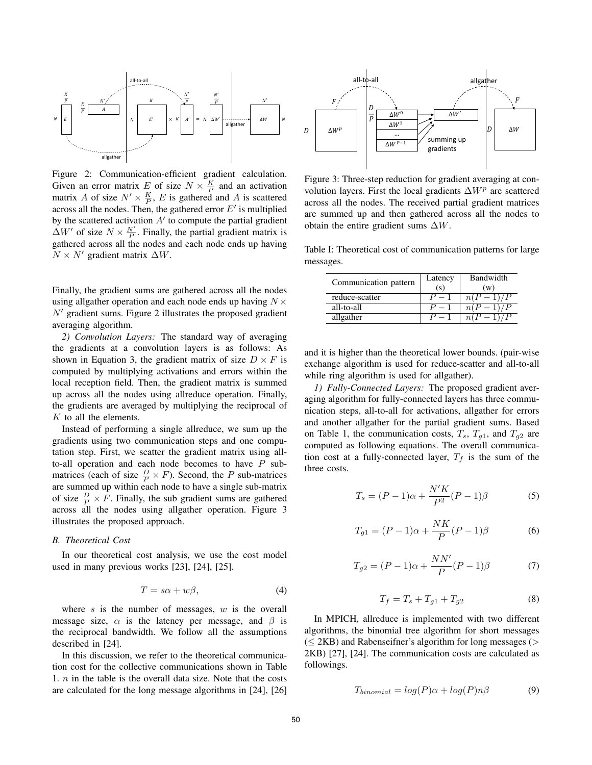Figure 2: Communication-efficient gradient calculation. Given an error matrix $E$ of size $N \times \frac{K}{P}$ and an activation matrix $A$ of size $N' \times \frac{K}{P}$, $E$ is gathered and $A$ is scattered across all the nodes. Then, the gathered error $E'$ is multiplied by the scattered activation $A'$ to compute the partial gradient $\Delta W'$ of size $N \times \frac{N'}{P}$. Finally, the partial gradient matrix is gathered across all the nodes and each node ends up having $N \times N'$ gradient matrix $\Delta W$.

Finally, the gradient sums are gathered across all the nodes using allgather operation and each node ends up having $N \times N'$ gradient sums. Figure 2 illustrates the proposed gradient averaging algorithm.

*2) Convolution Layers:* The standard way of averaging the gradients at a convolution layers is as follows: As shown in Equation 3, the gradient matrix of size $D \times F$ is computed by multiplying activations and errors within the local reception field. Then, the gradient matrix is summed up across all the nodes using allreduce operation. Finally, the gradients are averaged by multiplying the reciprocal of $K$ to all the elements.

Instead of performing a single allreduce, we sum up the gradients using two communication steps and one computation step. First, we scatter the gradient matrix using all-to-all operation and each node becomes to have $P$ sub-matrices (each of size $\frac{D}{P} \times F$). Second, the $P$ sub-matrices are summed up within each node to have a single sub-matrix of size $\frac{D}{P} \times F$. Finally, the sub gradient sums are gathered across all the nodes using allgather operation. Figure 3 illustrates the proposed approach.

### B. Theoretical Cost

In our theoretical cost analysis, we use the cost model used in many previous works [23], [24], [25].

$$T = s\alpha + w\beta, \tag{4}$$

where $s$ is the number of messages, $w$ is the overall message size, $\alpha$ is the latency per message, and $\beta$ is the reciprocal bandwidth. We follow all the assumptions described in [24].

In this discussion, we refer to the theoretical communication cost for the collective communications shown in Table 1. $n$ in the table is the overall data size. Note that the costs are calculated for the long message algorithms in [24], [26]

Figure 3: Three-step reduction for gradient averaging at convolution layers. First the local gradients $\Delta W^p$ are scattered across all the nodes. The received partial gradient matrices are summed up and then gathered across all the nodes to obtain the entire gradient sums $\Delta W$.

Table I: Theoretical cost of communication patterns for large messages.

| Communication pattern | Latency (s) | Bandwidth (w) |
|---|---|---|
| reduce-scatter | $P-1$ | $n(P-1)/P$ |
| all-to-all | $P-1$ | $n(P-1)/P$ |
| allgather | $P-1$ | $n(P-1)/P$ |

and it is higher than the theoretical lower bounds. (pair-wise exchange algorithm is used for reduce-scatter and all-to-all while ring algorithm is used for allgather).

*1) Fully-Connected Layers:* The proposed gradient averaging algorithm for fully-connected layers has three communication steps, all-to-all for activations, allgather for errors and another allgather for the partial gradient sums. Based on Table 1, the communication costs, $T_s$, $T_{g1}$, and $T_{g2}$ are computed as following equations. The overall communication cost at a fully-connected layer, $T_f$ is the sum of the three costs.

$$T_s = (P-1)\alpha + \frac{N'K}{P^2}(P-1)\beta \tag{5}$$

$$T_{g1} = (P-1)\alpha + \frac{NK}{P}(P-1)\beta \tag{6}$$

$$T_{g2} = (P-1)\alpha + \frac{NN'}{P}(P-1)\beta \tag{7}$$

$$T_f = T_s + T_{g1} + T_{g2} \tag{8}$$

In MPICH, allreduce is implemented with two different algorithms, the binomial tree algorithm for short messages ($\leq$ 2KB) and Rabenseifner's algorithm for long messages ($>$ 2KB) [27], [24]. The communication costs are calculated as followings.

$$T_{binomial} = log(P)\alpha + log(P)n\beta \tag{9}$$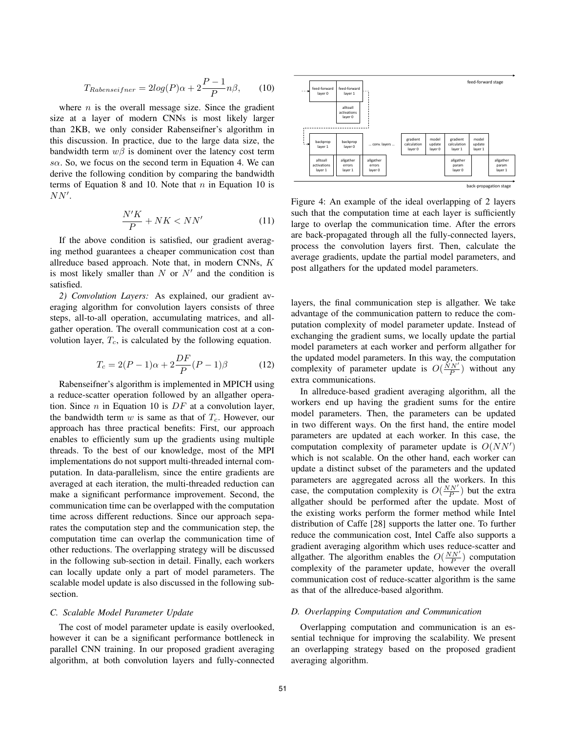$$T_{Rabenseifner} = 2log(P)\alpha + 2\frac{P-1}{P}n\beta, \tag{10}$$

where $n$ is the overall message size. Since the gradient size at a layer of modern CNNs is most likely larger than 2KB, we only consider Rabenseifner's algorithm in this discussion. In practice, due to the large data size, the bandwidth term $w\beta$ is dominent over the latency cost term $s\alpha$. So, we focus on the second term in Equation 4. We can derive the following condition by comparing the bandwidth terms of Equation 8 and 10. Note that $n$ in Equation 10 is $NN'$.

$$\frac{N'K}{P} + NK < NN' \tag{11}$$

If the above condition is satisfied, our gradient averaging method guarantees a cheaper communication cost than allreduce based approach. Note that, in modern CNNs, $K$ is most likely smaller than $N$ or $N'$ and the condition is satisfied.

*2) Convolution Layers:* As explained, our gradient averaging algorithm for convolution layers consists of three steps, all-to-all operation, accumulating matrices, and allgather operation. The overall communication cost at a convolution layer, $T_c$, is calculated by the following equation.

$$T_c = 2(P-1)\alpha + 2\frac{DF}{P}(P-1)\beta \tag{12}$$

Rabenseifner's algorithm is implemented in MPICH using a reduce-scatter operation followed by an allgather operation. Since $n$ in Equation 10 is $DF$ at a convolution layer, the bandwidth term $w$ is same as that of $T_c$. However, our approach has three practical benefits: First, our approach enables to efficiently sum up the gradients using multiple threads. To the best of our knowledge, most of the MPI implementations do not support multi-threaded internal computation. In data-parallelism, since the entire gradients are averaged at each iteration, the multi-threaded reduction can make a significant performance improvement. Second, the communication time can be overlapped with the computation time across different reductions. Since our approach separates the computation step and the communication step, the computation time can overlap the communication time of other reductions. The overlapping strategy will be discussed in the following sub-section in detail. Finally, each workers can locally update only a part of model parameters. The scalable model update is also discussed in the following sub-section.

### C. Scalable Model Parameter Update

The cost of model parameter update is easily overlooked, however it can be a significant performance bottleneck in parallel CNN training. In our proposed gradient averaging algorithm, at both convolution layers and fully-connected layers, the final communication step is allgather. We take advantage of the communication pattern to reduce the computation complexity of model parameter update. Instead of exchanging the gradient sums, we locally update the partial model parameters at each worker and perform allgather for the updated model parameters. In this way, the computation complexity of parameter update is $O(\frac{NN'}{P})$ without any extra communications.

In allreduce-based gradient averaging algorithm, all the workers end up having the gradient sums for the entire model parameters. Then, the parameters can be updated in two different ways. On the first hand, the entire model parameters are updated at each worker. In this case, the computation complexity of parameter update is $O(NN')$ which is not scalable. On the other hand, each worker can update a distinct subset of the parameters and the updated parameters are aggregated across all the workers. In this case, the computation complexity is $O(\frac{NN'}{P})$ but the extra allgather should be performed after the update. Most of the existing works perform the former method while Intel distribution of Caffe [28] supports the latter one. To further reduce the communication cost, Intel Caffe also supports a gradient averaging algorithm which uses reduce-scatter and allgather. The algorithm enables the $O(\frac{NN'}{P})$ computation complexity of the parameter update, however the overall communication cost of reduce-scatter algorithm is the same as that of the allreduce-based algorithm.

Figure 4: An example of the ideal overlapping of 2 layers such that the computation time at each layer is sufficiently large to overlap the communication time. After the errors are back-propagated through all the fully-connected layers, process the convolution layers first. Then, calculate the average gradients, update the partial model parameters, and post allgathers for the updated model parameters.

### D. Overlapping Computation and Communication

Overlapping computation and communication is an essential technique for improving the scalability. We present an overlapping strategy based on the proposed gradient averaging algorithm.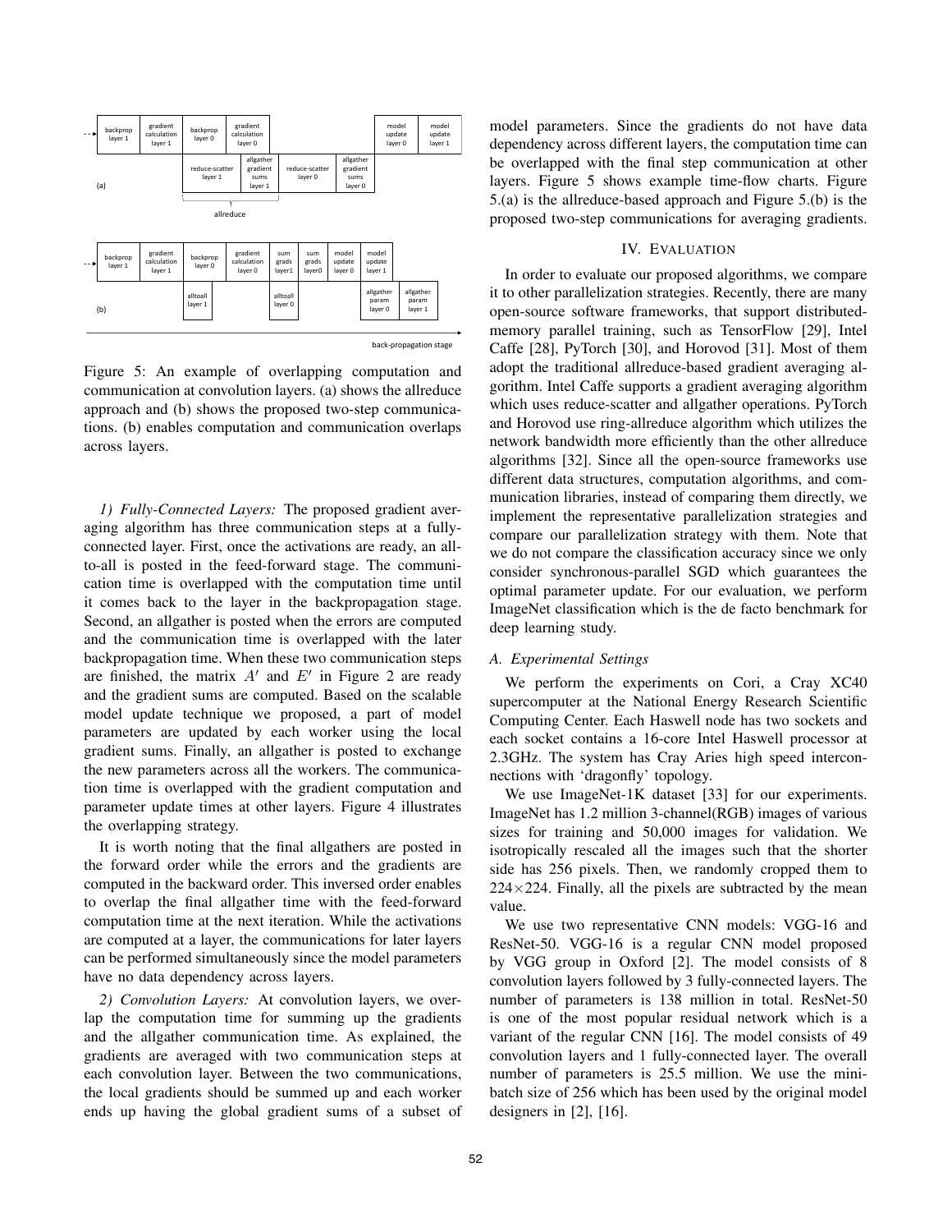Figure 5: An example of overlapping computation and communication at convolution layers. (a) shows the allreduce approach and (b) shows the proposed two-step communications. (b) enables computation and communication overlaps across layers.

*1) Fully-Connected Layers:* The proposed gradient averaging algorithm has three communication steps at a fully-connected layer. First, once the activations are ready, an all-to-all is posted in the feed-forward stage. The communication time is overlapped with the computation time until it comes back to the layer in the backpropagation stage. Second, an allgather is posted when the errors are computed and the communication time is overlapped with the later backpropagation time. When these two communication steps are finished, the matrix $A'$ and $E'$ in Figure 2 are ready and the gradient sums are computed. Based on the scalable model update technique we proposed, a part of model parameters are updated by each worker using the local gradient sums. Finally, an allgather is posted to exchange the new parameters across all the workers. The communication time is overlapped with the gradient computation and parameter update times at other layers. Figure 4 illustrates the overlapping strategy.

It is worth noting that the final allgathers are posted in the forward order while the errors and the gradients are computed in the backward order. This inversed order enables to overlap the final allgather time with the feed-forward computation time at the next iteration. While the activations are computed at a layer, the communications for later layers can be performed simultaneously since the model parameters have no data dependency across layers.

*2) Convolution Layers:* At convolution layers, we overlap the computation time for summing up the gradients and the allgather communication time. As explained, the gradients are averaged with two communication steps at each convolution layer. Between the two communications, the local gradients should be summed up and each worker ends up having the global gradient sums of a subset of model parameters. Since the gradients do not have data dependency across different layers, the computation time can be overlapped with the final step communication at other layers. Figure 5 shows example time-flow charts. Figure 5.(a) is the allreduce-based approach and Figure 5.(b) is the proposed two-step communications for averaging gradients.

## IV. Evaluation

In order to evaluate our proposed algorithms, we compare it to other parallelization strategies. Recently, there are many open-source software frameworks, that support distributed-memory parallel training, such as TensorFlow [29], Intel Caffe [28], PyTorch [30], and Horovod [31]. Most of them adopt the traditional allreduce-based gradient averaging algorithm. Intel Caffe supports a gradient averaging algorithm which uses reduce-scatter and allgather operations. PyTorch and Horovod use ring-allreduce algorithm which utilizes the network bandwidth more efficiently than the other allreduce algorithms [32]. Since all the open-source frameworks use different data structures, computation algorithms, and communication libraries, instead of comparing them directly, we implement the representative parallelization strategies and compare our parallelization strategy with them. Note that we do not compare the classification accuracy since we only consider synchronous-parallel SGD which guarantees the optimal parameter update. For our evaluation, we perform ImageNet classification which is the de facto benchmark for deep learning study.

### A. Experimental Settings

We perform the experiments on Cori, a Cray XC40 supercomputer at the National Energy Research Scientific Computing Center. Each Haswell node has two sockets and each socket contains a 16-core Intel Haswell processor at 2.3GHz. The system has Cray Aries high speed interconnections with 'dragonfly' topology.

We use ImageNet-1K dataset [33] for our experiments. ImageNet has 1.2 million 3-channel(RGB) images of various sizes for training and 50,000 images for validation. We isotropically rescaled all the images such that the shorter side has 256 pixels. Then, we randomly cropped them to $224 \times 224$. Finally, all the pixels are subtracted by the mean value.

We use two representative CNN models: VGG-16 and ResNet-50. VGG-16 is a regular CNN model proposed by VGG group in Oxford [2]. The model consists of 8 convolution layers followed by 3 fully-connected layers. The number of parameters is 138 million in total. ResNet-50 is one of the most popular residual network which is a variant of the regular CNN [16]. The model consists of 49 convolution layers and 1 fully-connected layer. The overall number of parameters is 25.5 million. We use the mini-batch size of 256 which has been used by the original model designers in [2], [16].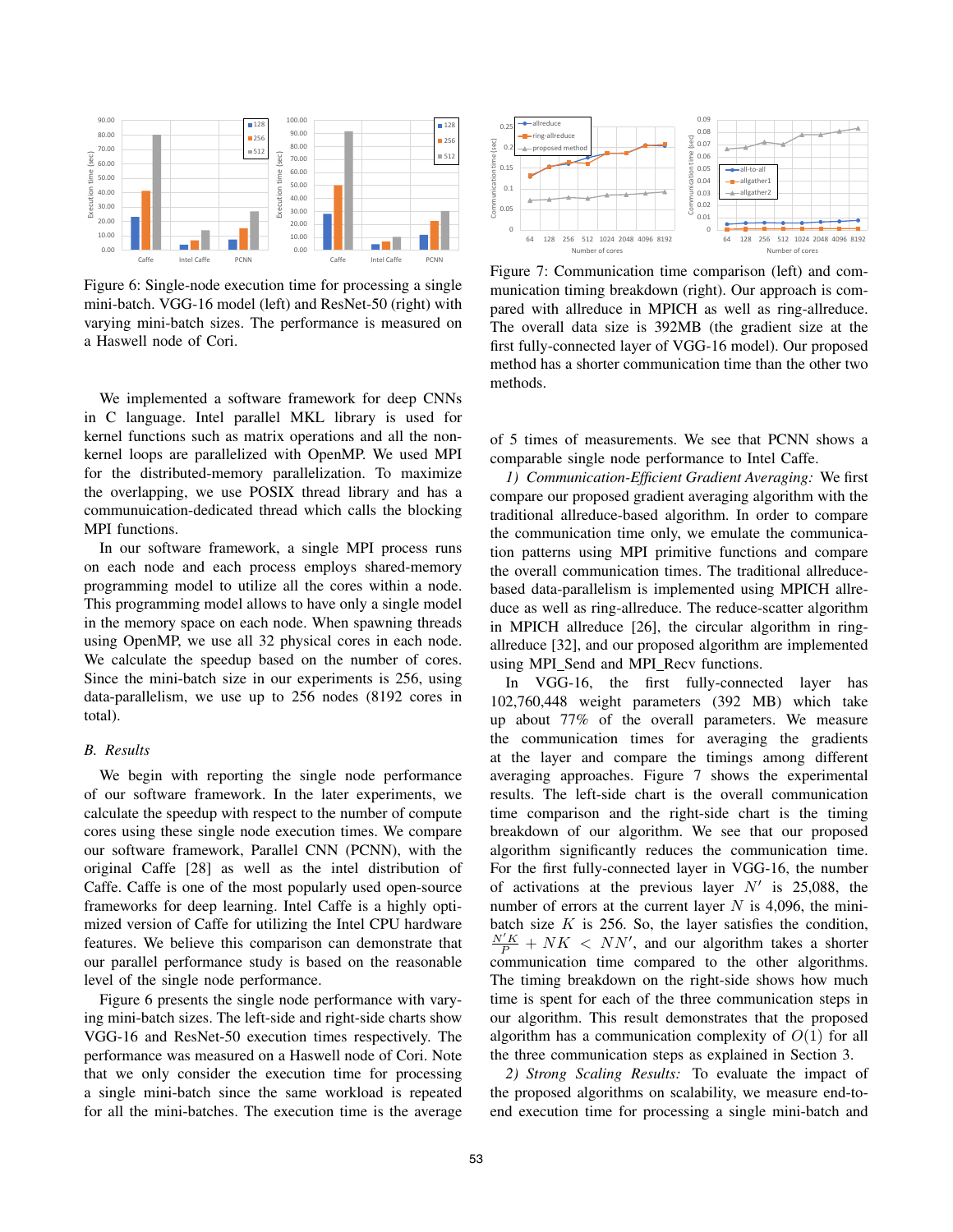Figure 6: Single-node execution time for processing a single mini-batch. VGG-16 model (left) and ResNet-50 (right) with varying mini-batch sizes. The performance is measured on a Haswell node of Cori.

We implemented a software framework for deep CNNs in C language. Intel parallel MKL library is used for kernel functions such as matrix operations and all the non-kernel loops are parallelized with OpenMP. We used MPI for the distributed-memory parallelization. To maximize the overlapping, we use POSIX thread library and has a communuication-dedicated thread which calls the blocking MPI functions.

In our software framework, a single MPI process runs on each node and each process employs shared-memory programming model to utilize all the cores within a node. This programming model allows to have only a single model in the memory space on each node. When spawning threads using OpenMP, we use all 32 physical cores in each node. We calculate the speedup based on the number of cores. Since the mini-batch size in our experiments is 256, using data-parallelism, we use up to 256 nodes (8192 cores in total).

### B. Results

We begin with reporting the single node performance of our software framework. In the later experiments, we calculate the speedup with respect to the number of compute cores using these single node execution times. We compare our software framework, Parallel CNN (PCNN), with the original Caffe [28] as well as the intel distribution of Caffe. Caffe is one of the most popularly used open-source frameworks for deep learning. Intel Caffe is a highly optimized version of Caffe for utilizing the Intel CPU hardware features. We believe this comparison can demonstrate that our parallel performance study is based on the reasonable level of the single node performance.

Figure 6 presents the single node performance with varying mini-batch sizes. The left-side and right-side charts show VGG-16 and ResNet-50 execution times respectively. The performance was measured on a Haswell node of Cori. Note that we only consider the execution time for processing a single mini-batch since the same workload is repeated for all the mini-batches. The execution time is the average of 5 times of measurements. We see that PCNN shows a comparable single node performance to Intel Caffe.

Figure 7: Communication time comparison (left) and communication timing breakdown (right). Our approach is compared with allreduce in MPICH as well as ring-allreduce. The overall data size is 392MB (the gradient size at the first fully-connected layer of VGG-16 model). Our proposed method has a shorter communication time than the other two methods.

*1) Communication-Efficient Gradient Averaging:* We first compare our proposed gradient averaging algorithm with the traditional allreduce-based algorithm. In order to compare the communication time only, we emulate the communication patterns using MPI primitive functions and compare the overall communication times. The traditional allreduce-based data-parallelism is implemented using MPICH allreduce as well as ring-allreduce. The reduce-scatter algorithm in MPICH allreduce [26], the circular algorithm in ring-allreduce [32], and our proposed algorithm are implemented using MPI_Send and MPI_Recv functions.

In VGG-16, the first fully-connected layer has 102,760,448 weight parameters (392 MB) which take up about 77% of the overall parameters. We measure the communication times for averaging the gradients at the layer and compare the timings among different averaging approaches. Figure 7 shows the experimental results. The left-side chart is the overall communication time comparison and the right-side chart is the timing breakdown of our algorithm. We see that our proposed algorithm significantly reduces the communication time. For the first fully-connected layer in VGG-16, the number of activations at the previous layer $N'$ is 25,088, the number of errors at the current layer $N$ is 4,096, the mini-batch size $K$ is 256. So, the layer satisfies the condition, $\frac{N'K}{P} + NK < NN'$, and our algorithm takes a shorter communication time compared to the other algorithms. The timing breakdown on the right-side shows how much time is spent for each of the three communication steps in our algorithm. This result demonstrates that the proposed algorithm has a communication complexity of $O(1)$ for all the three communication steps as explained in Section 3.

*2) Strong Scaling Results:* To evaluate the impact of the proposed algorithms on scalability, we measure end-to-end execution time for processing a single mini-batch and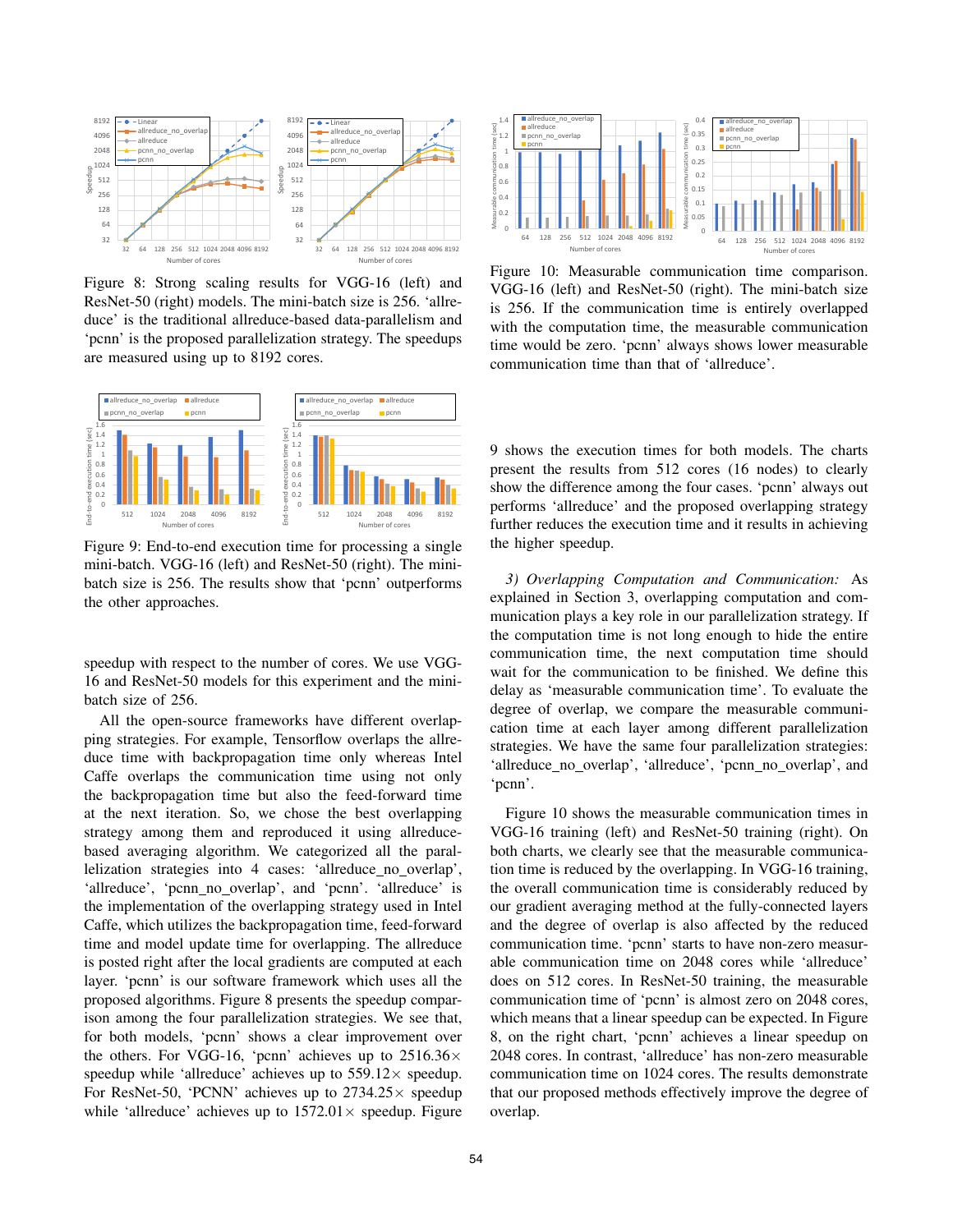Figure 8: Strong scaling results for VGG-16 (left) and ResNet-50 (right) models. The mini-batch size is 256. 'allreduce' is the traditional allreduce-based data-parallelism and 'pcnn' is the proposed parallelization strategy. The speedups are measured using up to 8192 cores.

Figure 9: End-to-end execution time for processing a single mini-batch. VGG-16 (left) and ResNet-50 (right). The mini-batch size is 256. The results show that 'pcnn' outperforms the other approaches.

speedup with respect to the number of cores. We use VGG-16 and ResNet-50 models for this experiment and the mini-batch size of 256.

All the open-source frameworks have different overlapping strategies. For example, Tensorflow overlaps the allreduce time with backpropagation time only whereas Intel Caffe overlaps the communication time using not only the backpropagation time but also the feed-forward time at the next iteration. So, we chose the best overlapping strategy among them and reproduced it using allreduce-based averaging algorithm. We categorized all the parallelization strategies into 4 cases: 'allreduce_no_overlap', 'allreduce', 'pcnn_no_overlap', and 'pcnn'. 'allreduce' is the implementation of the overlapping strategy used in Intel Caffe, which utilizes the backpropagation time, feed-forward time and model update time for overlapping. The allreduce is posted right after the local gradients are computed at each layer. 'pcnn' is our software framework which uses all the proposed algorithms. Figure 8 presents the speedup comparison among the four parallelization strategies. We see that, for both models, 'pcnn' shows a clear improvement over the others. For VGG-16, 'pcnn' achieves up to 2516.36× speedup while 'allreduce' achieves up to 559.12× speedup. For ResNet-50, 'PCNN' achieves up to 2734.25× speedup while 'allreduce' achieves up to 1572.01× speedup. Figure 9 shows the execution times for both models. The charts present the results from 512 cores (16 nodes) to clearly show the difference among the four cases. 'pcnn' always out performs 'allreduce' and the proposed overlapping strategy further reduces the execution time and it results in achieving the higher speedup.

Figure 10: Measurable communication time comparison. VGG-16 (left) and ResNet-50 (right). The mini-batch size is 256. If the communication time is entirely overlapped with the computation time, the measurable communication time would be zero. 'pcnn' always shows lower measurable communication time than that of 'allreduce'.

*3) Overlapping Computation and Communication:* As explained in Section 3, overlapping computation and communication plays a key role in our parallelization strategy. If the computation time is not long enough to hide the entire communication time, the next computation time should wait for the communication to be finished. We define this delay as 'measurable communication time'. To evaluate the degree of overlap, we compare the measurable communication time at each layer among different parallelization strategies. We have the same four parallelization strategies: 'allreduce_no_overlap', 'allreduce', 'pcnn_no_overlap', and 'pcnn'.

Figure 10 shows the measurable communication times in VGG-16 training (left) and ResNet-50 training (right). On both charts, we clearly see that the measurable communication time is reduced by the overlapping. In VGG-16 training, the overall communication time is considerably reduced by our gradient averaging method at the fully-connected layers and the degree of overlap is also affected by the reduced communication time. 'pcnn' starts to have non-zero measurable communication time on 2048 cores while 'allreduce' does on 512 cores. In ResNet-50 training, the measurable communication time of 'pcnn' is almost zero on 2048 cores, which means that a linear speedup can be expected. In Figure 8, on the right chart, 'pcnn' achieves a linear speedup on 2048 cores. In contrast, 'allreduce' has non-zero measurable communication time on 1024 cores. The results demonstrate that our proposed methods effectively improve the degree of overlap.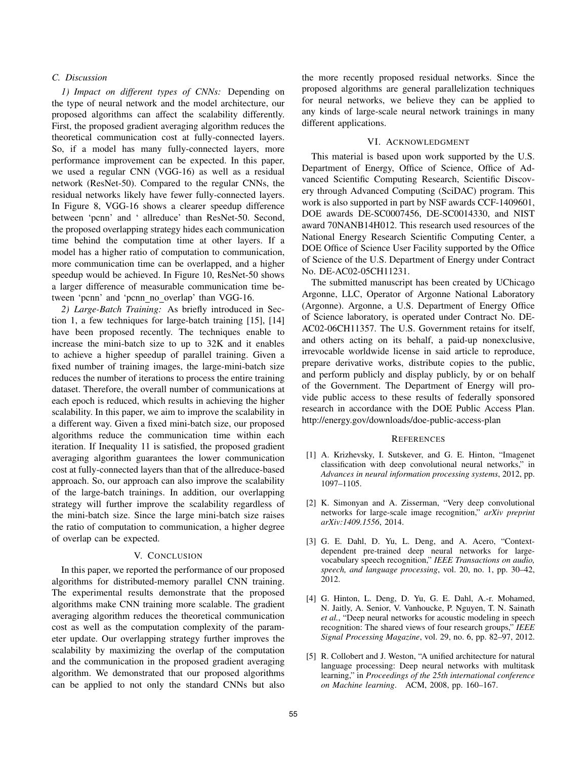### C. Discussion

*1) Impact on different types of CNNs:* Depending on the type of neural network and the model architecture, our proposed algorithms can affect the scalability differently. First, the proposed gradient averaging algorithm reduces the theoretical communication cost at fully-connected layers. So, if a model has many fully-connected layers, more performance improvement can be expected. In this paper, we used a regular CNN (VGG-16) as well as a residual network (ResNet-50). Compared to the regular CNNs, the residual networks likely have fewer fully-connected layers. In Figure 8, VGG-16 shows a clearer speedup difference between 'pcnn' and ' allreduce' than ResNet-50. Second, the proposed overlapping strategy hides each communication time behind the computation time at other layers. If a model has a higher ratio of computation to communication, more communication time can be overlapped, and a higher speedup would be achieved. In Figure 10, ResNet-50 shows a larger difference of measurable communication time between 'pcnn' and 'pcnn_no_overlap' than VGG-16.

*2) Large-Batch Training:* As briefly introduced in Section 1, a few techniques for large-batch training [15], [14] have been proposed recently. The techniques enable to increase the mini-batch size to up to 32K and it enables to achieve a higher speedup of parallel training. Given a fixed number of training images, the large-mini-batch size reduces the number of iterations to process the entire training dataset. Therefore, the overall number of communications at each epoch is reduced, which results in achieving the higher scalability. In this paper, we aim to improve the scalability in a different way. Given a fixed mini-batch size, our proposed algorithms reduce the communication time within each iteration. If Inequality 11 is satisfied, the proposed gradient averaging algorithm guarantees the lower communication cost at fully-connected layers than that of the allreduce-based approach. So, our approach can also improve the scalability of the large-batch trainings. In addition, our overlapping strategy will further improve the scalability regardless of the mini-batch size. Since the large mini-batch size raises the ratio of computation to communication, a higher degree of overlap can be expected.

## V. Conclusion

In this paper, we reported the performance of our proposed algorithms for distributed-memory parallel CNN training. The experimental results demonstrate that the proposed algorithms make CNN training more scalable. The gradient averaging algorithm reduces the theoretical communication cost as well as the computation complexity of the parameter update. Our overlapping strategy further improves the scalability by maximizing the overlap of the computation and the communication in the proposed gradient averaging algorithm. We demonstrated that our proposed algorithms can be applied to not only the standard CNNs but also the more recently proposed residual networks. Since the proposed algorithms are general parallelization techniques for neural networks, we believe they can be applied to any kinds of large-scale neural network trainings in many different applications.

## VI. Acknowledgment

This material is based upon work supported by the U.S. Department of Energy, Office of Science, Office of Advanced Scientific Computing Research, Scientific Discovery through Advanced Computing (SciDAC) program. This work is also supported in part by NSF awards CCF-1409601, DOE awards DE-SC0007456, DE-SC0014330, and NIST award 70NANB14H012. This research used resources of the National Energy Research Scientific Computing Center, a DOE Office of Science User Facility supported by the Office of Science of the U.S. Department of Energy under Contract No. DE-AC02-05CH11231.

The submitted manuscript has been created by UChicago Argonne, LLC, Operator of Argonne National Laboratory (Argonne). Argonne, a U.S. Department of Energy Office of Science laboratory, is operated under Contract No. DE-AC02-06CH11357. The U.S. Government retains for itself, and others acting on its behalf, a paid-up nonexclusive, irrevocable worldwide license in said article to reproduce, prepare derivative works, distribute copies to the public, and perform publicly and display publicly, by or on behalf of the Government. The Department of Energy will provide public access to these results of federally sponsored research in accordance with the DOE Public Access Plan. http://energy.gov/downloads/doe-public-access-plan

## References

[1] A. Krizhevsky, I. Sutskever, and G. E. Hinton, "Imagenet classification with deep convolutional neural networks," in *Advances in neural information processing systems*, 2012, pp. 1097–1105.

[2] K. Simonyan and A. Zisserman, "Very deep convolutional networks for large-scale image recognition," *arXiv preprint arXiv:1409.1556*, 2014.

[3] G. E. Dahl, D. Yu, L. Deng, and A. Acero, "Context-dependent pre-trained deep neural networks for large-vocabulary speech recognition," *IEEE Transactions on audio, speech, and language processing*, vol. 20, no. 1, pp. 30–42, 2012.

[4] G. Hinton, L. Deng, D. Yu, G. E. Dahl, A.-r. Mohamed, N. Jaitly, A. Senior, V. Vanhoucke, P. Nguyen, T. N. Sainath *et al.*, "Deep neural networks for acoustic modeling in speech recognition: The shared views of four research groups," *IEEE Signal Processing Magazine*, vol. 29, no. 6, pp. 82–97, 2012.

[5] R. Collobert and J. Weston, "A unified architecture for natural language processing: Deep neural networks with multitask learning," in *Proceedings of the 25th international conference on Machine learning*. ACM, 2008, pp. 160–167.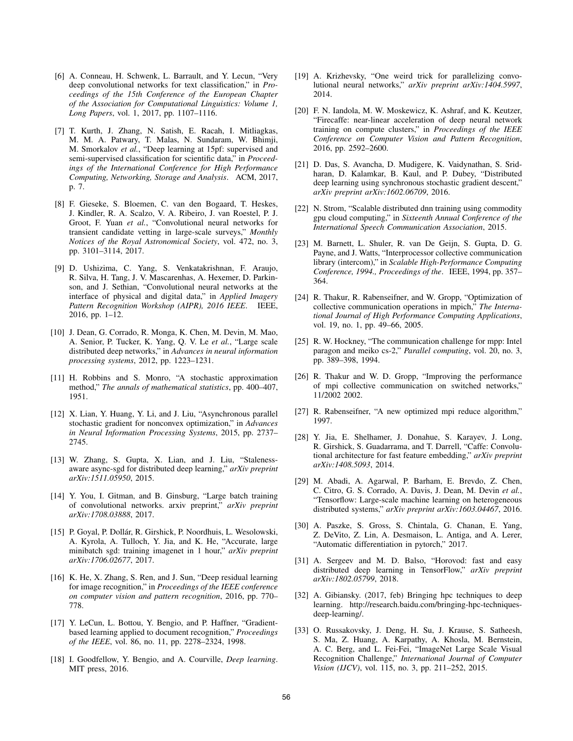[6] A. Conneau, H. Schwenk, L. Barrault, and Y. Lecun, "Very deep convolutional networks for text classification," in *Proceedings of the 15th Conference of the European Chapter of the Association for Computational Linguistics: Volume 1, Long Papers*, vol. 1, 2017, pp. 1107–1116.

[7] T. Kurth, J. Zhang, N. Satish, E. Racah, I. Mitliagkas, M. M. A. Patwary, T. Malas, N. Sundaram, W. Bhimji, M. Smorkalov *et al.*, "Deep learning at 15pf: supervised and semi-supervised classification for scientific data," in *Proceedings of the International Conference for High Performance Computing, Networking, Storage and Analysis*. ACM, 2017, p. 7.

[8] F. Gieseke, S. Bloemen, C. van den Bogaard, T. Heskes, J. Kindler, R. A. Scalzo, V. A. Ribeiro, J. van Roestel, P. J. Groot, F. Yuan *et al.*, "Convolutional neural networks for transient candidate vetting in large-scale surveys," *Monthly Notices of the Royal Astronomical Society*, vol. 472, no. 3, pp. 3101–3114, 2017.

[9] D. Ushizima, C. Yang, S. Venkatakrishnan, F. Araujo, R. Silva, H. Tang, J. V. Mascarenhas, A. Hexemer, D. Parkinson, and J. Sethian, "Convolutional neural networks at the interface of physical and digital data," in *Applied Imagery Pattern Recognition Workshop (AIPR), 2016 IEEE*. IEEE, 2016, pp. 1–12.

[10] J. Dean, G. Corrado, R. Monga, K. Chen, M. Devin, M. Mao, A. Senior, P. Tucker, K. Yang, Q. V. Le *et al.*, "Large scale distributed deep networks," in *Advances in neural information processing systems*, 2012, pp. 1223–1231.

[11] H. Robbins and S. Monro, "A stochastic approximation method," *The annals of mathematical statistics*, pp. 400–407, 1951.

[12] X. Lian, Y. Huang, Y. Li, and J. Liu, "Asynchronous parallel stochastic gradient for nonconvex optimization," in *Advances in Neural Information Processing Systems*, 2015, pp. 2737–2745.

[13] W. Zhang, S. Gupta, X. Lian, and J. Liu, "Staleness-aware async-sgd for distributed deep learning," *arXiv preprint arXiv:1511.05950*, 2015.

[14] Y. You, I. Gitman, and B. Ginsburg, "Large batch training of convolutional networks. arxiv preprint," *arXiv preprint arXiv:1708.03888*, 2017.

[15] P. Goyal, P. Dollár, R. Girshick, P. Noordhuis, L. Wesolowski, A. Kyrola, A. Tulloch, Y. Jia, and K. He, "Accurate, large minibatch sgd: training imagenet in 1 hour," *arXiv preprint arXiv:1706.02677*, 2017.

[16] K. He, X. Zhang, S. Ren, and J. Sun, "Deep residual learning for image recognition," in *Proceedings of the IEEE conference on computer vision and pattern recognition*, 2016, pp. 770–778.

[17] Y. LeCun, L. Bottou, Y. Bengio, and P. Haffner, "Gradient-based learning applied to document recognition," *Proceedings of the IEEE*, vol. 86, no. 11, pp. 2278–2324, 1998.

[18] I. Goodfellow, Y. Bengio, and A. Courville, *Deep learning*. MIT press, 2016.

[19] A. Krizhevsky, "One weird trick for parallelizing convolutional neural networks," *arXiv preprint arXiv:1404.5997*, 2014.

[20] F. N. Iandola, M. W. Moskewicz, K. Ashraf, and K. Keutzer, "Firecaffe: near-linear acceleration of deep neural network training on compute clusters," in *Proceedings of the IEEE Conference on Computer Vision and Pattern Recognition*, 2016, pp. 2592–2600.

[21] D. Das, S. Avancha, D. Mudigere, K. Vaidynathan, S. Sridharan, D. Kalamkar, B. Kaul, and P. Dubey, "Distributed deep learning using synchronous stochastic gradient descent," *arXiv preprint arXiv:1602.06709*, 2016.

[22] N. Strom, "Scalable distributed dnn training using commodity gpu cloud computing," in *Sixteenth Annual Conference of the International Speech Communication Association*, 2015.

[23] M. Barnett, L. Shuler, R. van De Geijn, S. Gupta, D. G. Payne, and J. Watts, "Interprocessor collective communication library (intercom)," in *Scalable High-Performance Computing Conference, 1994., Proceedings of the*. IEEE, 1994, pp. 357–364.

[24] R. Thakur, R. Rabenseifner, and W. Gropp, "Optimization of collective communication operations in mpich," *The International Journal of High Performance Computing Applications*, vol. 19, no. 1, pp. 49–66, 2005.

[25] R. W. Hockney, "The communication challenge for mpp: Intel paragon and meiko cs-2," *Parallel computing*, vol. 20, no. 3, pp. 389–398, 1994.

[26] R. Thakur and W. D. Gropp, "Improving the performance of mpi collective communication on switched networks," 11/2002 2002.

[27] R. Rabenseifner, "A new optimized mpi reduce algorithm," 1997.

[28] Y. Jia, E. Shelhamer, J. Donahue, S. Karayev, J. Long, R. Girshick, S. Guadarrama, and T. Darrell, "Caffe: Convolutional architecture for fast feature embedding," *arXiv preprint arXiv:1408.5093*, 2014.

[29] M. Abadi, A. Agarwal, P. Barham, E. Brevdo, Z. Chen, C. Citro, G. S. Corrado, A. Davis, J. Dean, M. Devin *et al.*, "Tensorflow: Large-scale machine learning on heterogeneous distributed systems," *arXiv preprint arXiv:1603.04467*, 2016.

[30] A. Paszke, S. Gross, S. Chintala, G. Chanan, E. Yang, Z. DeVito, Z. Lin, A. Desmaison, L. Antiga, and A. Lerer, "Automatic differentiation in pytorch," 2017.

[31] A. Sergeev and M. D. Balso, "Horovod: fast and easy distributed deep learning in TensorFlow," *arXiv preprint arXiv:1802.05799*, 2018.

[32] A. Gibiansky. (2017, feb) Bringing hpc techniques to deep learning. http://research.baidu.com/bringing-hpc-techniques-deep-learning/.

[33] O. Russakovsky, J. Deng, H. Su, J. Krause, S. Satheesh, S. Ma, Z. Huang, A. Karpathy, A. Khosla, M. Bernstein, A. C. Berg, and L. Fei-Fei, "ImageNet Large Scale Visual Recognition Challenge," *International Journal of Computer Vision (IJCV)*, vol. 115, no. 3, pp. 211–252, 2015.